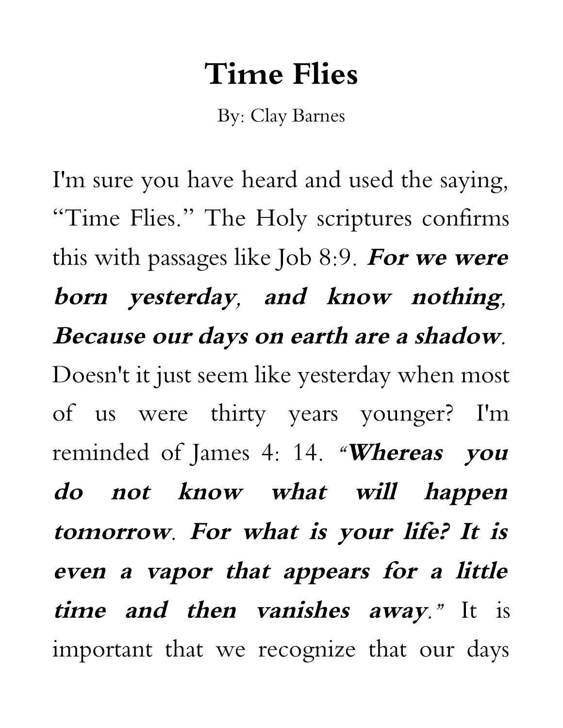# Time Flies

By: Clay Barnes

I'm sure you have heard and used the saying, "Time Flies." The Holy scriptures confirms this with passages like Job 8:9. ***For we were born yesterday, and know nothing, Because our days on earth are a shadow.*** Doesn't it just seem like yesterday when most of us were thirty years younger? I'm reminded of James 4: 14. ***"Whereas you do not know what will happen tomorrow. For what is your life? It is even a vapor that appears for a little time and then vanishes away."*** It is important that we recognize that our days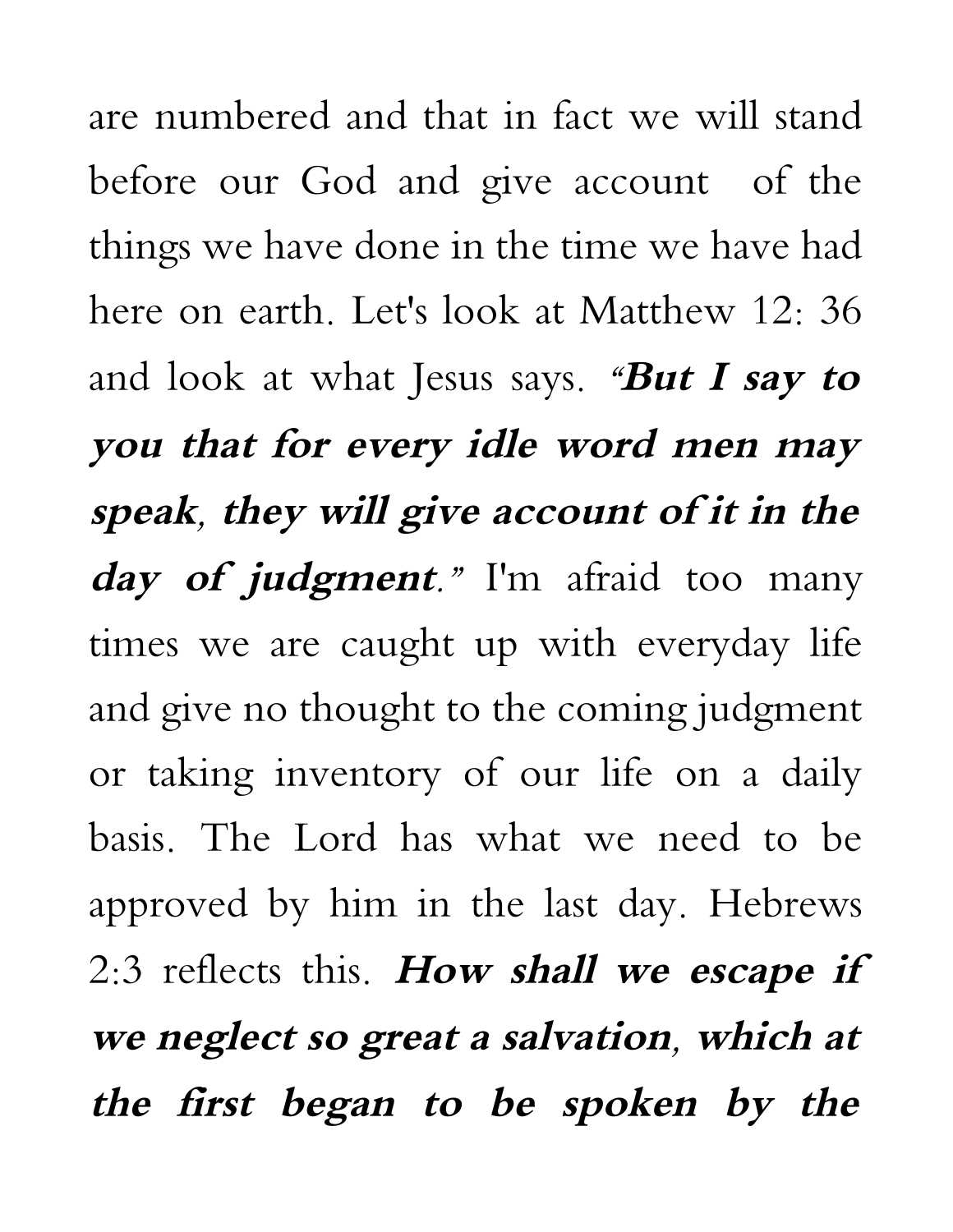are numbered and that in fact we will stand before our God and give account of the things we have done in the time we have had here on earth. Let's look at Matthew 12: 36 and look at what Jesus says. ***"But I say to you that for every idle word men may speak, they will give account of it in the day of judgment."*** I'm afraid too many times we are caught up with everyday life and give no thought to the coming judgment or taking inventory of our life on a daily basis. The Lord has what we need to be approved by him in the last day. Hebrews 2:3 reflects this. ***How shall we escape if we neglect so great a salvation, which at the first began to be spoken by the***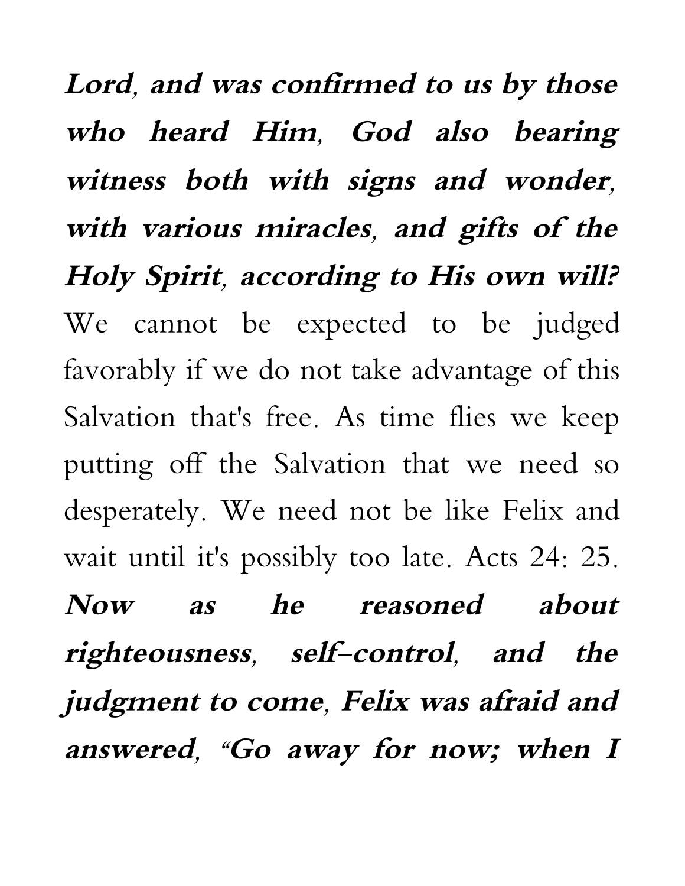***Lord, and was confirmed to us by those who heard Him, God also bearing witness both with signs and wonder, with various miracles, and gifts of the Holy Spirit, according to His own will?*** We cannot be expected to be judged favorably if we do not take advantage of this Salvation that's free. As time flies we keep putting off the Salvation that we need so desperately. We need not be like Felix and wait until it's possibly too late. Acts 24: 25. ***Now as he reasoned about righteousness, self-control, and the judgment to come, Felix was afraid and answered, "Go away for now; when I***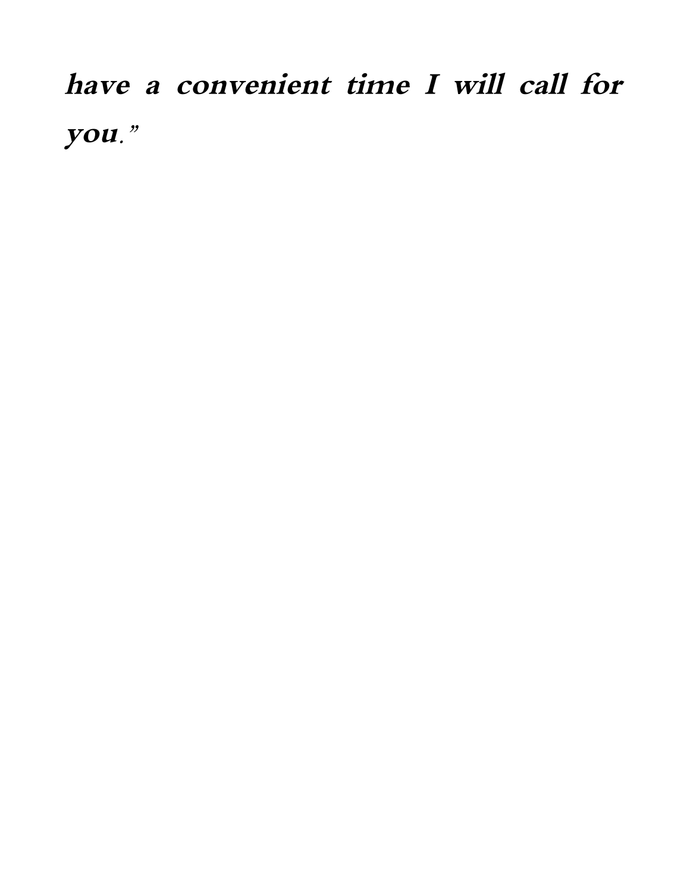***have a convenient time I will call for you*.”**